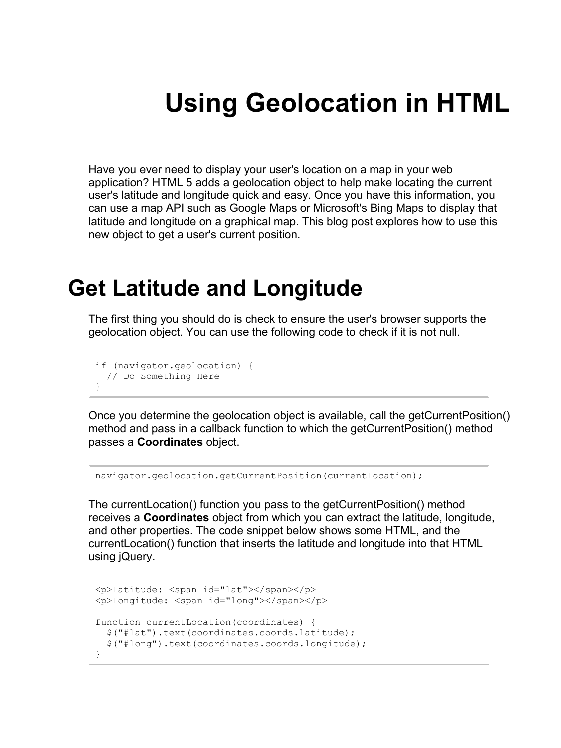# Using Geolocation in HTML

Have you ever need to display your user's location on a map in your web application? HTML 5 adds a geolocation object to help make locating the current user's latitude and longitude quick and easy. Once you have this information, you can use a map API such as Google Maps or Microsoft's Bing Maps to display that latitude and longitude on a graphical map. This blog post explores how to use this new object to get a user's current position.

## Get Latitude and Longitude

The first thing you should do is check to ensure the user's browser supports the geolocation object. You can use the following code to check if it is not null.

```
if (navigator.geolocation) {
  // Do Something Here
}
```

Once you determine the geolocation object is available, call the getCurrentPosition() method and pass in a callback function to which the getCurrentPosition() method passes a **Coordinates** object.

```
navigator.geolocation.getCurrentPosition(currentLocation);
```

The currentLocation() function you pass to the getCurrentPosition() method receives a **Coordinates** object from which you can extract the latitude, longitude, and other properties. The code snippet below shows some HTML, and the currentLocation() function that inserts the latitude and longitude into that HTML using jQuery.

```
<p>Latitude: <span id="lat"></span></p>
<p>Longitude: <span id="long"></span></p>

function currentLocation(coordinates) {
  $("#lat").text(coordinates.coords.latitude);
  $("#long").text(coordinates.coords.longitude);
}
```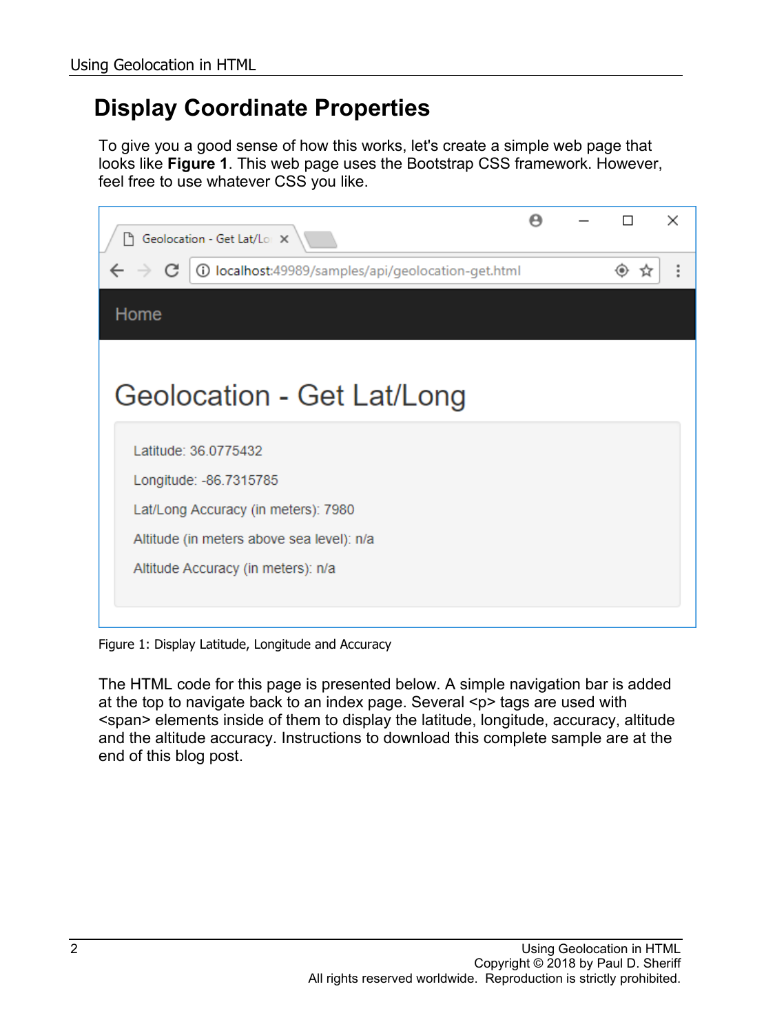## Display Coordinate Properties

To give you a good sense of how this works, let's create a simple web page that looks like **Figure 1**. This web page uses the Bootstrap CSS framework. However, feel free to use whatever CSS you like.

Figure 1: Display Latitude, Longitude and Accuracy

The HTML code for this page is presented below. A simple navigation bar is added at the top to navigate back to an index page. Several <p> tags are used with <span> elements inside of them to display the latitude, longitude, accuracy, altitude and the altitude accuracy. Instructions to download this complete sample are at the end of this blog post.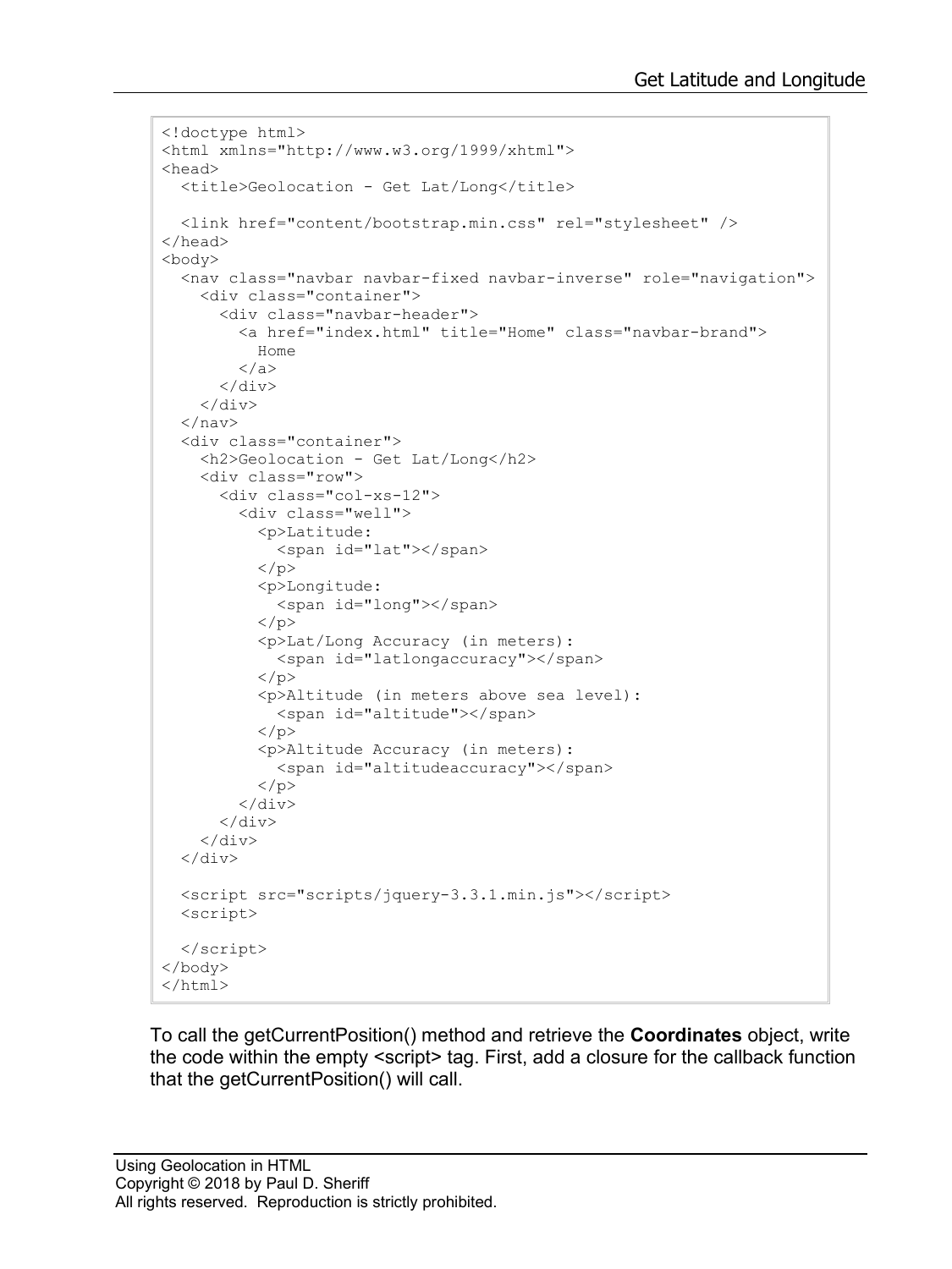```
<!doctype html>
<html xmlns="http://www.w3.org/1999/xhtml">
<head>
  <title>Geolocation - Get Lat/Long</title>

  <link href="content/bootstrap.min.css" rel="stylesheet" />
</head>
<body>
  <nav class="navbar navbar-fixed navbar-inverse" role="navigation">
    <div class="container">
      <div class="navbar-header">
        <a href="index.html" title="Home" class="navbar-brand">
          Home
        </a>
      </div>
    </div>
  </nav>
  <div class="container">
    <h2>Geolocation - Get Lat/Long</h2>
    <div class="row">
      <div class="col-xs-12">
        <div class="well">
          <p>Latitude:
            <span id="lat"></span>
          </p>
          <p>Longitude:
            <span id="long"></span>
          </p>
          <p>Lat/Long Accuracy (in meters):
            <span id="latlongaccuracy"></span>
          </p>
          <p>Altitude (in meters above sea level):
            <span id="altitude"></span>
          </p>
          <p>Altitude Accuracy (in meters):
            <span id="altitudeaccuracy"></span>
          </p>
        </div>
      </div>
    </div>
  </div>

  <script src="scripts/jquery-3.3.1.min.js"></script>
  <script>

  </script>
</body>
</html>
```

To call the getCurrentPosition() method and retrieve the **Coordinates** object, write the code within the empty <script> tag. First, add a closure for the callback function that the getCurrentPosition() will call.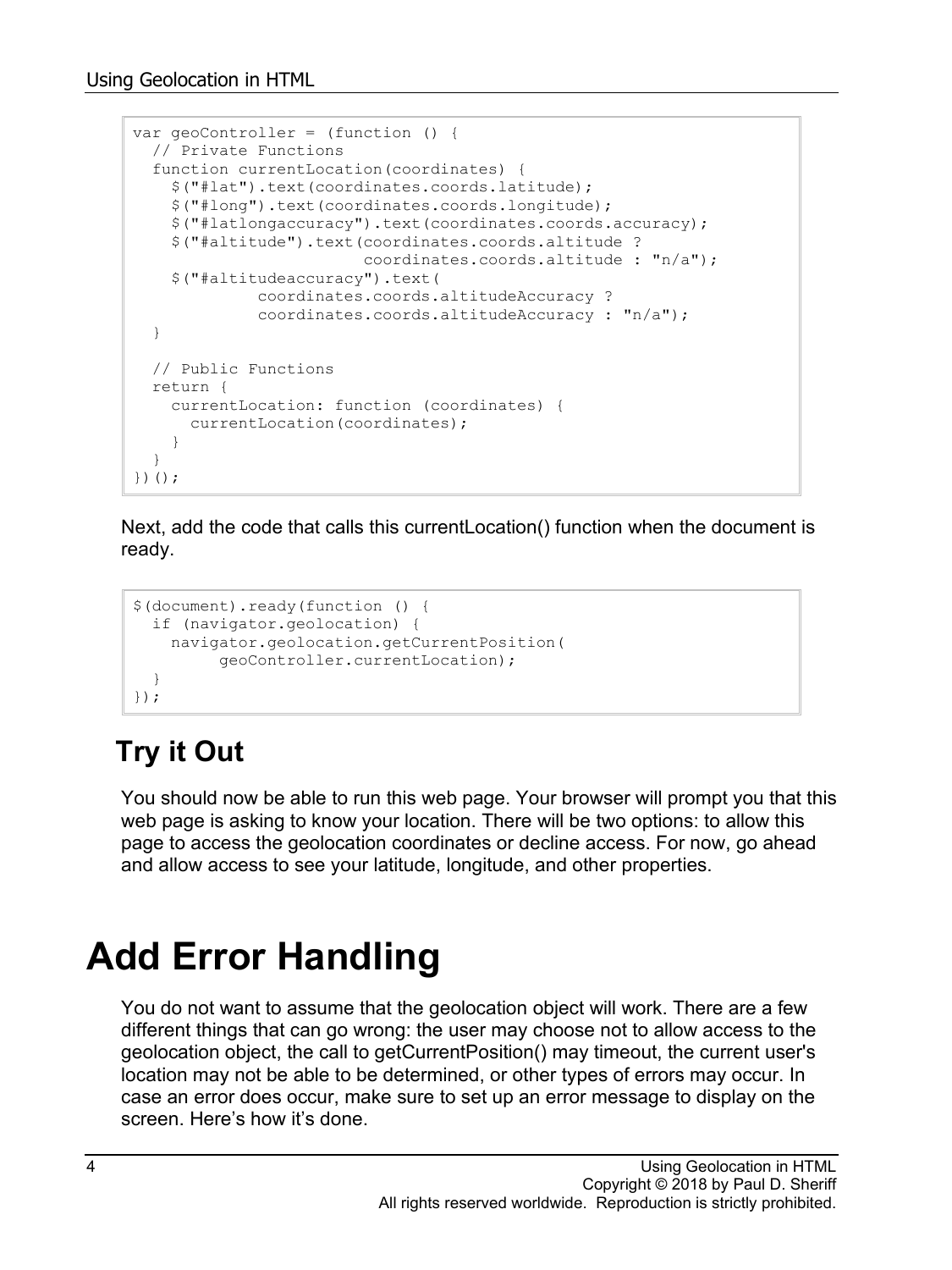```
var geoController = (function () {
  // Private Functions
  function currentLocation(coordinates) {
    $("#lat").text(coordinates.coords.latitude);
    $("#long").text(coordinates.coords.longitude);
    $("#latlongaccuracy").text(coordinates.coords.accuracy);
    $("#altitude").text(coordinates.coords.altitude ?
                        coordinates.coords.altitude : "n/a");
    $("#altitudeaccuracy").text(
             coordinates.coords.altitudeAccuracy ?
             coordinates.coords.altitudeAccuracy : "n/a");
  }

  // Public Functions
  return {
    currentLocation: function (coordinates) {
      currentLocation(coordinates);
    }
  }
})();
```

Next, add the code that calls this currentLocation() function when the document is ready.

```
$(document).ready(function () {
  if (navigator.geolocation) {
    navigator.geolocation.getCurrentPosition(
         geoController.currentLocation);
  }
});
```

## Try it Out

You should now be able to run this web page. Your browser will prompt you that this web page is asking to know your location. There will be two options: to allow this page to access the geolocation coordinates or decline access. For now, go ahead and allow access to see your latitude, longitude, and other properties.

# Add Error Handling

You do not want to assume that the geolocation object will work. There are a few different things that can go wrong: the user may choose not to allow access to the geolocation object, the call to getCurrentPosition() may timeout, the current user's location may not be able to be determined, or other types of errors may occur. In case an error does occur, make sure to set up an error message to display on the screen. Here’s how it’s done.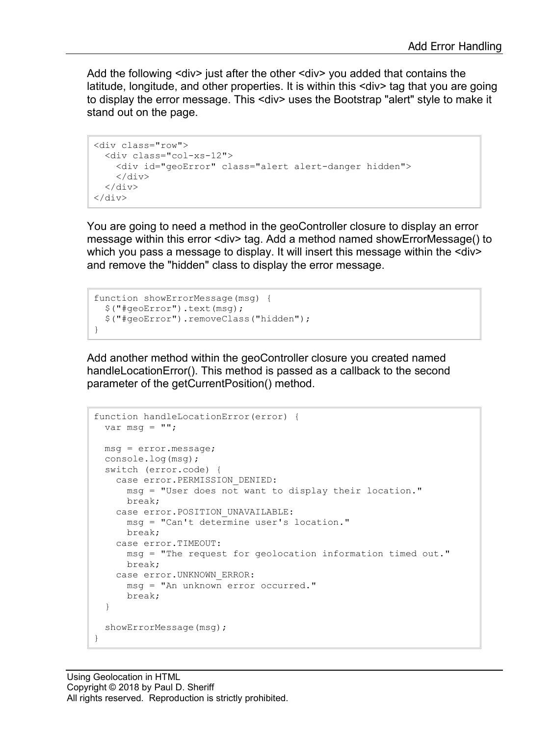Add the following <div> just after the other <div> you added that contains the latitude, longitude, and other properties. It is within this <div> tag that you are going to display the error message. This <div> uses the Bootstrap "alert" style to make it stand out on the page.

```
<div class="row">
  <div class="col-xs-12">
    <div id="geoError" class="alert alert-danger hidden">
    </div>
  </div>
</div>
```

You are going to need a method in the geoController closure to display an error message within this error <div> tag. Add a method named showErrorMessage() to which you pass a message to display. It will insert this message within the <div> and remove the "hidden" class to display the error message.

```
function showErrorMessage(msg) {
  $("#geoError").text(msg);
  $("#geoError").removeClass("hidden");
}
```

Add another method within the geoController closure you created named handleLocationError(). This method is passed as a callback to the second parameter of the getCurrentPosition() method.

```
function handleLocationError(error) {
  var msg = "";

  msg = error.message;
  console.log(msg);
  switch (error.code) {
    case error.PERMISSION_DENIED:
      msg = "User does not want to display their location."
      break;
    case error.POSITION_UNAVAILABLE:
      msg = "Can't determine user's location."
      break;
    case error.TIMEOUT:
      msg = "The request for geolocation information timed out."
      break;
    case error.UNKNOWN_ERROR:
      msg = "An unknown error occurred."
      break;
  }

  showErrorMessage(msg);
}
```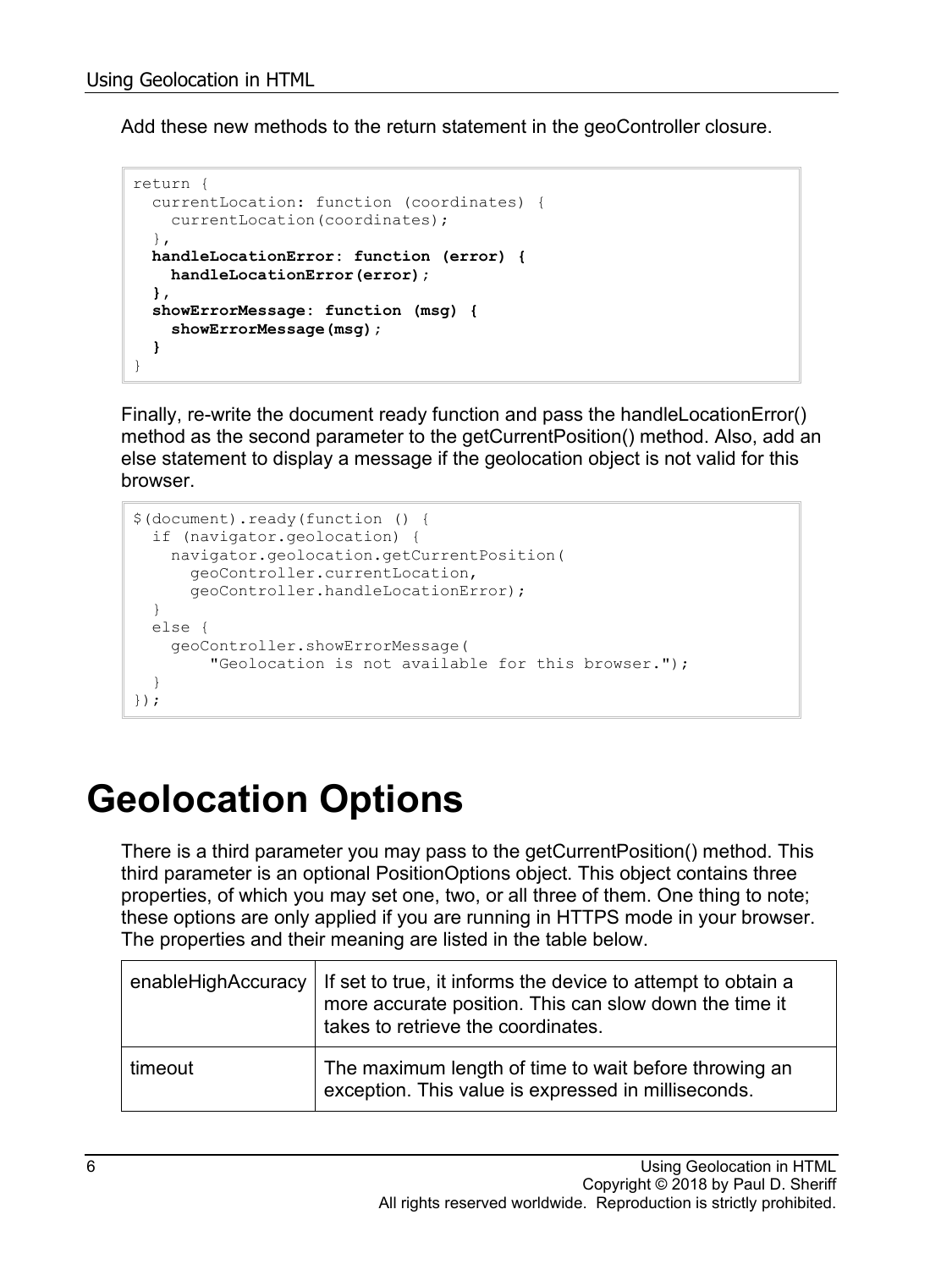Add these new methods to the return statement in the geoController closure.

```
return {
  currentLocation: function (coordinates) {
    currentLocation(coordinates);
  },
  handleLocationError: function (error) {
    handleLocationError(error);
  },
  showErrorMessage: function (msg) {
    showErrorMessage(msg);
  }
}
```

Finally, re-write the document ready function and pass the handleLocationError() method as the second parameter to the getCurrentPosition() method. Also, add an else statement to display a message if the geolocation object is not valid for this browser.

```
$(document).ready(function () {
  if (navigator.geolocation) {
    navigator.geolocation.getCurrentPosition(
      geoController.currentLocation,
      geoController.handleLocationError);
  }
  else {
    geoController.showErrorMessage(
        "Geolocation is not available for this browser.");
  }
});
```

# Geolocation Options

There is a third parameter you may pass to the getCurrentPosition() method. This third parameter is an optional PositionOptions object. This object contains three properties, of which you may set one, two, or all three of them. One thing to note; these options are only applied if you are running in HTTPS mode in your browser. The properties and their meaning are listed in the table below.

| | |
|---|---|
| enableHighAccuracy | If set to true, it informs the device to attempt to obtain a more accurate position. This can slow down the time it takes to retrieve the coordinates. |
| timeout | The maximum length of time to wait before throwing an exception. This value is expressed in milliseconds. |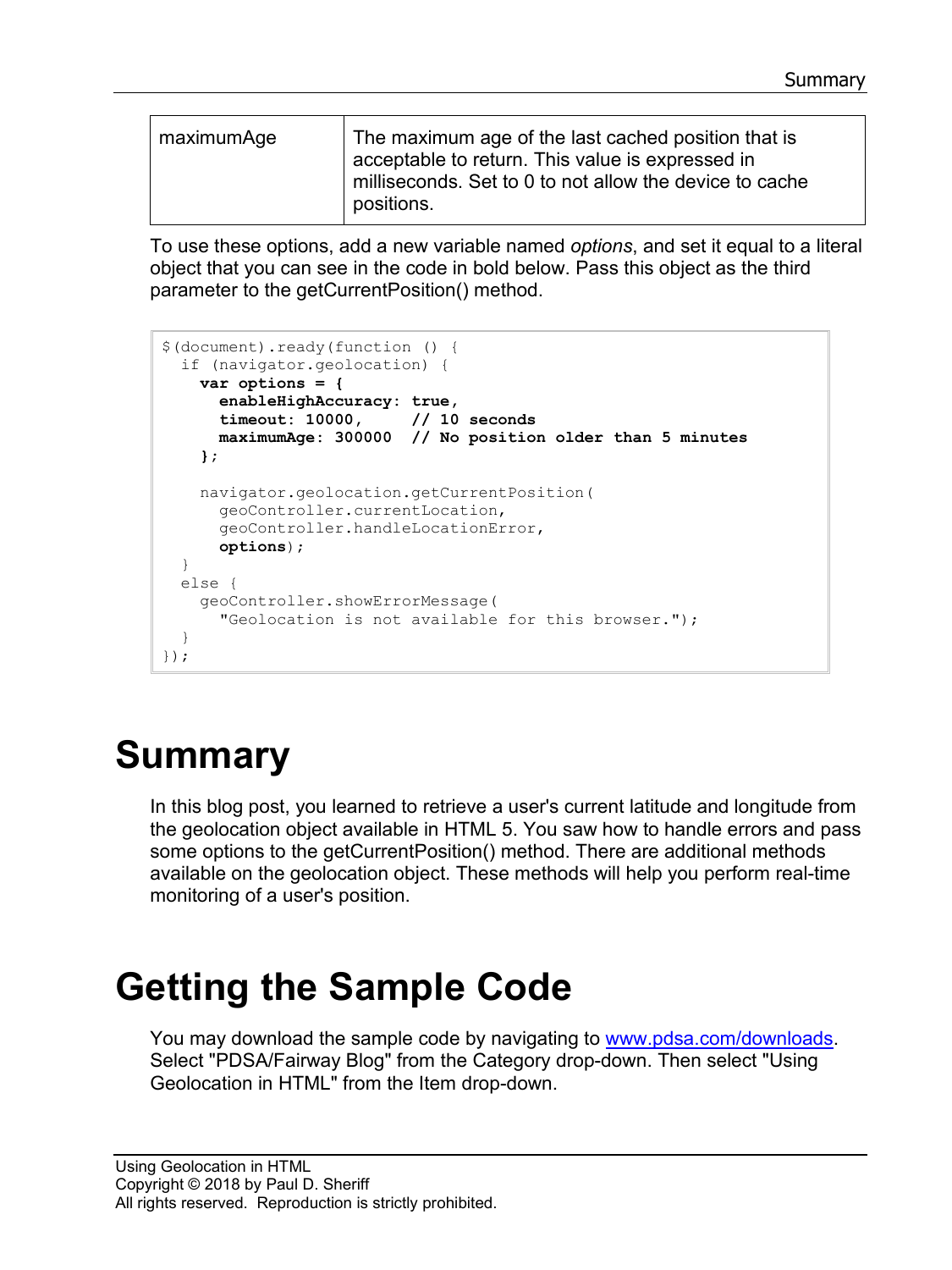| | |
|---|---|
| maximumAge | The maximum age of the last cached position that is acceptable to return. This value is expressed in milliseconds. Set to 0 to not allow the device to cache positions. |

To use these options, add a new variable named *options*, and set it equal to a literal object that you can see in the code in bold below. Pass this object as the third parameter to the getCurrentPosition() method.

```
$(document).ready(function () {
  if (navigator.geolocation) {
    var options = {
      enableHighAccuracy: true,
      timeout: 10000,     // 10 seconds
      maximumAge: 300000  // No position older than 5 minutes
    };

    navigator.geolocation.getCurrentPosition(
      geoController.currentLocation,
      geoController.handleLocationError,
      options);
  }
  else {
    geoController.showErrorMessage(
      "Geolocation is not available for this browser.");
  }
});
```

# Summary

In this blog post, you learned to retrieve a user's current latitude and longitude from the geolocation object available in HTML 5. You saw how to handle errors and pass some options to the getCurrentPosition() method. There are additional methods available on the geolocation object. These methods will help you perform real-time monitoring of a user's position.

# Getting the Sample Code

You may download the sample code by navigating to [www.pdsa.com/downloads](www.pdsa.com/downloads). Select "PDSA/Fairway Blog" from the Category drop-down. Then select "Using Geolocation in HTML" from the Item drop-down.